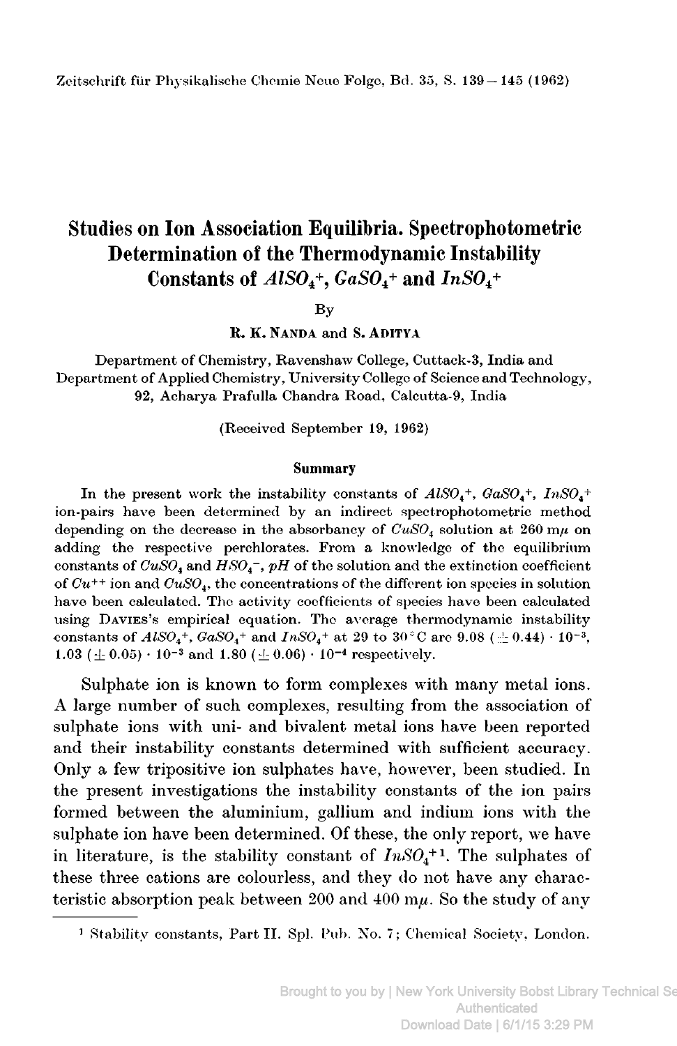Zeitschrift für Physikalische Chemie Neue Folge, Bd. 35, S. 139–145 (1962)

# Studies on Ion Association Equilibria. Spectrophotometric Determination of the Thermodynamic Instability Constants of $AlSO_4^+$, $GaSO_4^+$ and $InSO_4^+$

By

**R. K. Nanda** and **S. Aditya**

Department of Chemistry, Ravenshaw College, Cuttack-3, India and Department of Applied Chemistry, University College of Science and Technology, 92, Acharya Prafulla Chandra Road, Calcutta-9, India

(Received September 19, 1962)

### Summary

In the present work the instability constants of $AlSO_4^+$, $GaSO_4^+$, $InSO_4^+$ ion-pairs have been determined by an indirect spectrophotometric method depending on the decrease in the absorbancy of $CuSO_4$ solution at 260 m$\mu$ on adding the respective perchlorates. From a knowledge of the equilibrium constants of $CuSO_4$ and $HSO_4^-$, $pH$ of the solution and the extinction coefficient of $Cu^{++}$ ion and $CuSO_4$, the concentrations of the different ion species in solution have been calculated. The activity coefficients of species have been calculated using Davies's empirical equation. The average thermodynamic instability constants of $AlSO_4^+$, $GaSO_4^+$ and $InSO_4^+$ at 29 to 30°C are 9.08 ($\pm$ 0.44) $\cdot$ $10^{-3}$, 1.03 ($\pm$ 0.05) $\cdot$ $10^{-3}$ and 1.80 ($\pm$ 0.06) $\cdot$ $10^{-4}$ respectively.

Sulphate ion is known to form complexes with many metal ions. A large number of such complexes, resulting from the association of sulphate ions with uni- and bivalent metal ions have been reported and their instability constants determined with sufficient accuracy. Only a few tripositive ion sulphates have, however, been studied. In the present investigations the instability constants of the ion pairs formed between the aluminium, gallium and indium ions with the sulphate ion have been determined. Of these, the only report, we have in literature, is the stability constant of $InSO_4^+$[1]. The sulphates of these three cations are colourless, and they do not have any characteristic absorption peak between 200 and 400 m$\mu$. So the study of any

[1] Stability constants, Part II. Spl. Pub. No. 7; Chemical Society, London.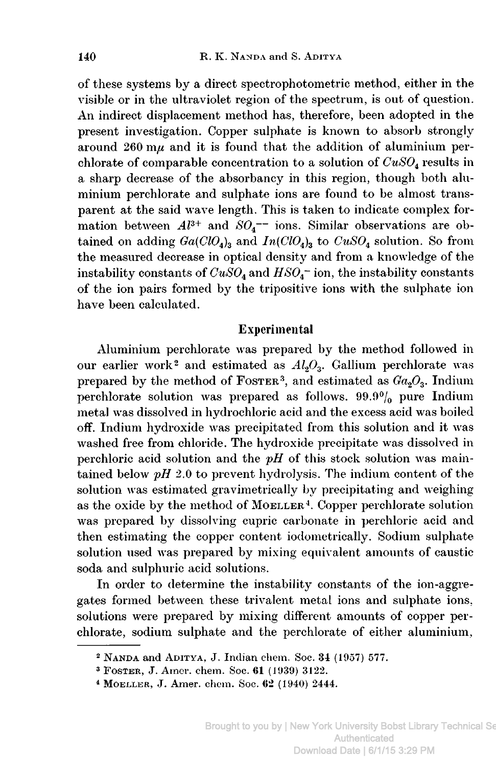of these systems by a direct spectrophotometric method, either in the visible or in the ultraviolet region of the spectrum, is out of question. An indirect displacement method has, therefore, been adopted in the present investigation. Copper sulphate is known to absorb strongly around 260 m$\mu$ and it is found that the addition of aluminium perchlorate of comparable concentration to a solution of $CuSO_4$ results in a sharp decrease of the absorbancy in this region, though both aluminium perchlorate and sulphate ions are found to be almost transparent at the said wave length. This is taken to indicate complex formation between $Al^{3+}$ and $SO_4^{--}$ ions. Similar observations are obtained on adding $Ga(ClO_4)_3$ and $In(ClO_4)_3$ to $CuSO_4$ solution. So from the measured decrease in optical density and from a knowledge of the instability constants of $CuSO_4$ and $HSO_4^-$ ion, the instability constants of the ion pairs formed by the tripositive ions with the sulphate ion have been calculated.

## Experimental

Aluminium perchlorate was prepared by the method followed in our earlier work[2] and estimated as $Al_2O_3$. Gallium perchlorate was prepared by the method of Foster[3], and estimated as $Ga_2O_3$. Indium perchlorate solution was prepared as follows. 99.9% pure Indium metal was dissolved in hydrochloric acid and the excess acid was boiled off. Indium hydroxide was precipitated from this solution and it was washed free from chloride. The hydroxide precipitate was dissolved in perchloric acid solution and the *pH* of this stock solution was maintained below *pH* 2.0 to prevent hydrolysis. The indium content of the solution was estimated gravimetrically by precipitating and weighing as the oxide by the method of Moeller[4]. Copper perchlorate solution was prepared by dissolving cupric carbonate in perchloric acid and then estimating the copper content iodometrically. Sodium sulphate solution used was prepared by mixing equivalent amounts of caustic soda and sulphuric acid solutions.

In order to determine the instability constants of the ion-aggregates formed between these trivalent metal ions and sulphate ions, solutions were prepared by mixing different amounts of copper perchlorate, sodium sulphate and the perchlorate of either aluminium,

---

[2] Nanda and Aditya, J. Indian chem. Soc. **34** (1957) 577.

[3] Foster, J. Amer. chem. Soc. **61** (1939) 3122.

[4] Moeller, J. Amer. chem. Soc. **62** (1940) 2444.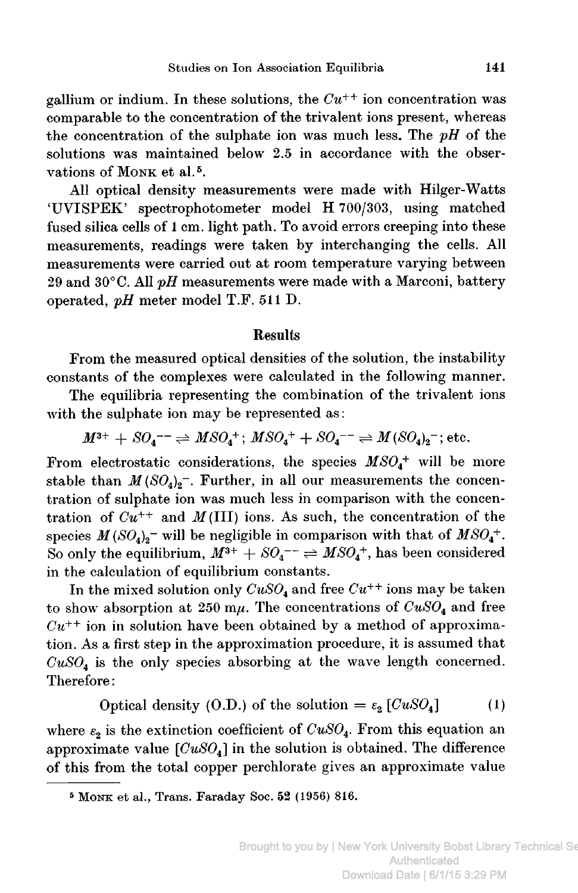gallium or indium. In these solutions, the $Cu^{++}$ ion concentration was comparable to the concentration of the trivalent ions present, whereas the concentration of the sulphate ion was much less. The *pH* of the solutions was maintained below 2.5 in accordance with the observations of MONK et al.[5].

All optical density measurements were made with Hilger-Watts 'UVISPEK' spectrophotometer model H 700/303, using matched fused silica cells of 1 cm. light path. To avoid errors creeping into these measurements, readings were taken by interchanging the cells. All measurements were carried out at room temperature varying between 29 and 30°C. All *pH* measurements were made with a Marconi, battery operated, *pH* meter model T.F. 511 D.

## Results

From the measured optical densities of the solution, the instability constants of the complexes were calculated in the following manner.

The equilibria representing the combination of the trivalent ions with the sulphate ion may be represented as:

$$M^{3+} + SO_4^{--} \rightleftharpoons MSO_4^{+};\ MSO_4^{+} + SO_4^{--} \rightleftharpoons M(SO_4)_2^{-};\ \text{etc.}$$

From electrostatic considerations, the species $MSO_4^+$ will be more stable than $M(SO_4)_2^-$. Further, in all our measurements the concentration of sulphate ion was much less in comparison with the concentration of $Cu^{++}$ and $M$(III) ions. As such, the concentration of the species $M(SO_4)_2^-$ will be negligible in comparison with that of $MSO_4^+$. So only the equilibrium, $M^{3+} + SO_4^{--} \rightleftharpoons MSO_4^+$, has been considered in the calculation of equilibrium constants.

In the mixed solution only $CuSO_4$ and free $Cu^{++}$ ions may be taken to show absorption at 250 m$\mu$. The concentrations of $CuSO_4$ and free $Cu^{++}$ ion in solution have been obtained by a method of approximation. As a first step in the approximation procedure, it is assumed that $CuSO_4$ is the only species absorbing at the wave length concerned. Therefore:

$$\text{Optical density (O.D.) of the solution} = \varepsilon_2\,[CuSO_4] \qquad (1)$$

where $\varepsilon_2$ is the extinction coefficient of $CuSO_4$. From this equation an approximate value $[CuSO_4]$ in the solution is obtained. The difference of this from the total copper perchlorate gives an approximate value

[5] MONK et al., Trans. Faraday Soc. 52 (1956) 816.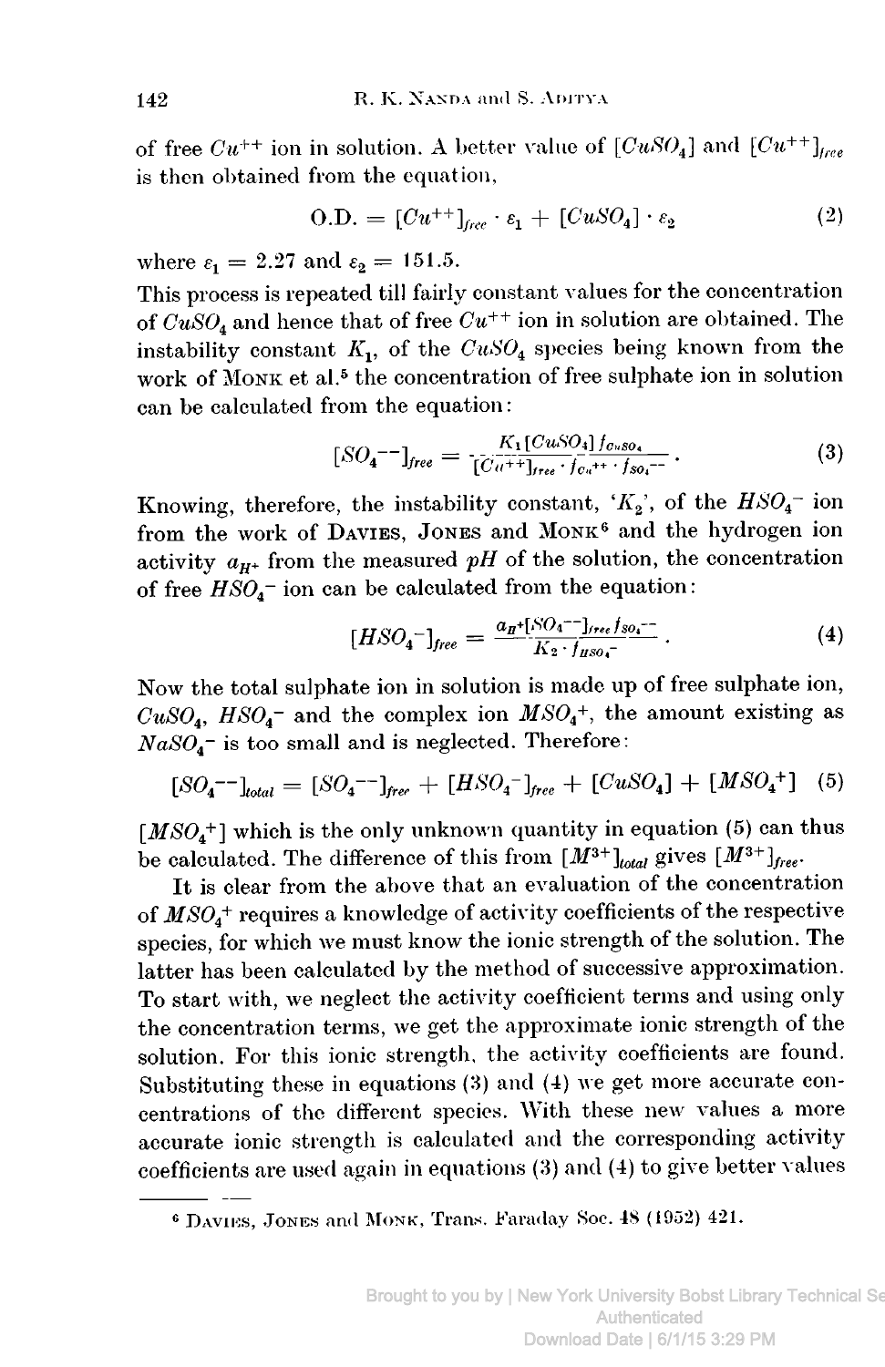of free $Cu^{++}$ ion in solution. A better value of $[CuSO_4]$ and $[Cu^{++}]_{free}$ is then obtained from the equation,

$$\text{O.D.} = [Cu^{++}]_{free} \cdot \varepsilon_1 + [CuSO_4] \cdot \varepsilon_2 \tag{2}$$

where $\varepsilon_1 = 2.27$ and $\varepsilon_2 = 151.5$.

This process is repeated till fairly constant values for the concentration of $CuSO_4$ and hence that of free $Cu^{++}$ ion in solution are obtained. The instability constant $K_1$, of the $CuSO_4$ species being known from the work of Monk et al.[5] the concentration of free sulphate ion in solution can be calculated from the equation:

$$[SO_4^{--}]_{free} = \frac{K_1 [CuSO_4] f_{CuSO_4}}{[Cu^{++}]_{free} \cdot f_{Cu^{++}} \cdot f_{SO_4^{--}}} . \tag{3}$$

Knowing, therefore, the instability constant, '$K_2$', of the $HSO_4^-$ ion from the work of Davies, Jones and Monk[6] and the hydrogen ion activity $a_{H^+}$ from the measured $pH$ of the solution, the concentration of free $HSO_4^-$ ion can be calculated from the equation:

$$[HSO_4^-]_{free} = \frac{a_{H^+} [SO_4^{--}]_{free} f_{SO_4^{--}}}{K_2 \cdot f_{HSO_4^-}} . \tag{4}$$

Now the total sulphate ion in solution is made up of free sulphate ion, $CuSO_4$, $HSO_4^-$ and the complex ion $MSO_4^+$, the amount existing as $NaSO_4^-$ is too small and is neglected. Therefore:

$$[SO_4^{--}]_{total} = [SO_4^{--}]_{free} + [HSO_4^-]_{free} + [CuSO_4] + [MSO_4^+] \tag{5}$$

$[MSO_4^+]$ which is the only unknown quantity in equation (5) can thus be calculated. The difference of this from $[M^{3+}]_{total}$ gives $[M^{3+}]_{free}$.

It is clear from the above that an evaluation of the concentration of $MSO_4^+$ requires a knowledge of activity coefficients of the respective species, for which we must know the ionic strength of the solution. The latter has been calculated by the method of successive approximation. To start with, we neglect the activity coefficient terms and using only the concentration terms, we get the approximate ionic strength of the solution. For this ionic strength, the activity coefficients are found. Substituting these in equations (3) and (4) we get more accurate concentrations of the different species. With these new values a more accurate ionic strength is calculated and the corresponding activity coefficients are used again in equations (3) and (4) to give better values

[6] Davies, Jones and Monk, Trans. Faraday Soc. 48 (1952) 421.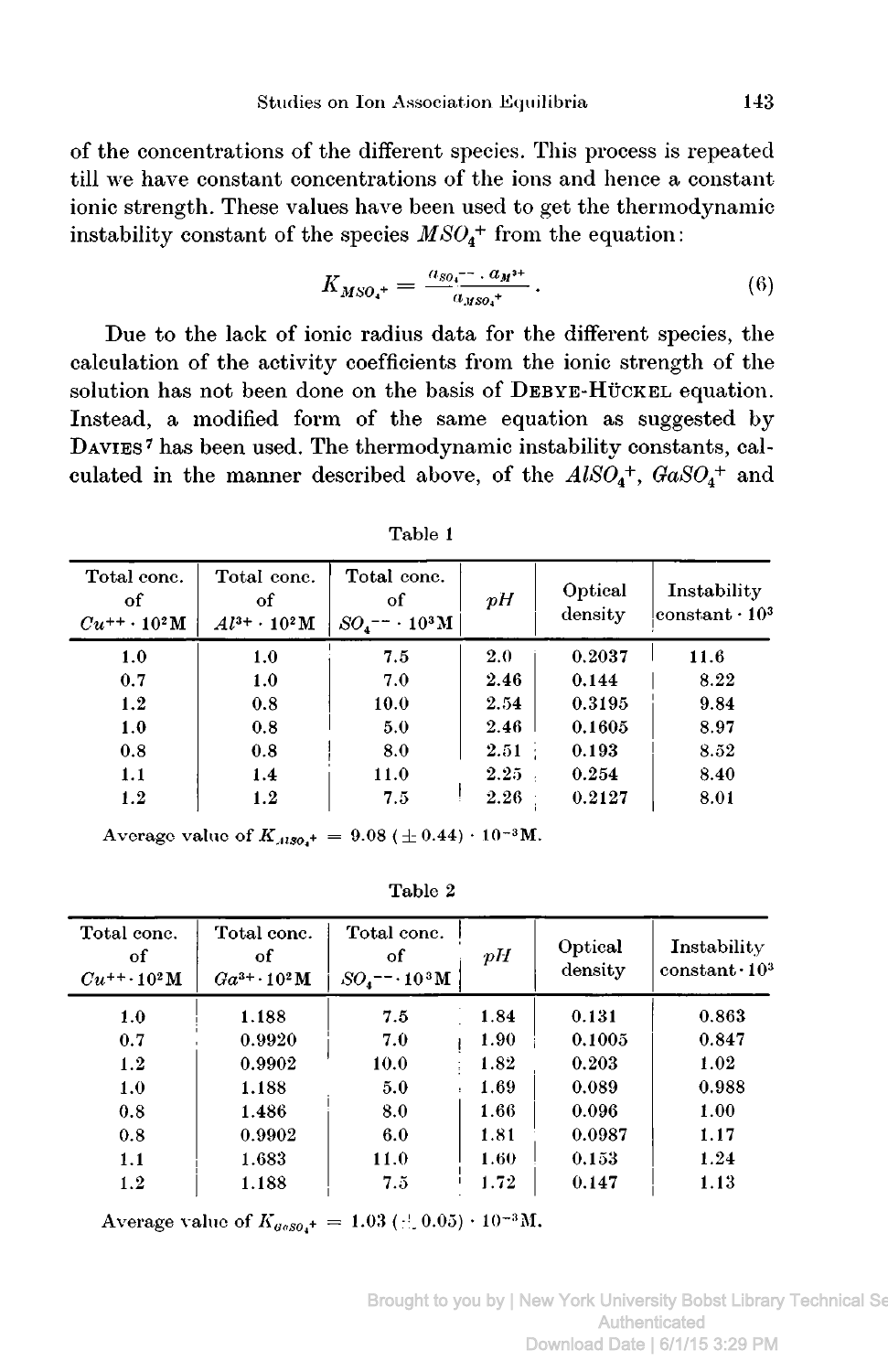of the concentrations of the different species. This process is repeated till we have constant concentrations of the ions and hence a constant ionic strength. These values have been used to get the thermodynamic instability constant of the species $MSO_4^+$ from the equation:

$$K_{MSO_4^+} = \frac{a_{SO_4^{--}} \cdot a_{M^{3+}}}{a_{MSO_4^+}}. \tag{6}$$

Due to the lack of ionic radius data for the different species, the calculation of the activity coefficients from the ionic strength of the solution has not been done on the basis of DEBYE-HÜCKEL equation. Instead, a modified form of the same equation as suggested by DAVIES[7] has been used. The thermodynamic instability constants, calculated in the manner described above, of the $AlSO_4^+$, $GaSO_4^+$ and

Table 1

| Total conc. of $Cu^{++} \cdot 10^2$M | Total conc. of $Al^{3+} \cdot 10^2$M | Total conc. of $SO_4^{--} \cdot 10^3$M | $pH$ | Optical density | Instability constant $\cdot 10^3$ |
|---|---|---|---|---|---|
| 1.0 | 1.0 | 7.5 | 2.0 | 0.2037 | 11.6 |
| 0.7 | 1.0 | 7.0 | 2.46 | 0.144 | 8.22 |
| 1.2 | 0.8 | 10.0 | 2.54 | 0.3195 | 9.84 |
| 1.0 | 0.8 | 5.0 | 2.46 | 0.1605 | 8.97 |
| 0.8 | 0.8 | 8.0 | 2.51 | 0.193 | 8.52 |
| 1.1 | 1.4 | 11.0 | 2.25 | 0.254 | 8.40 |
| 1.2 | 1.2 | 7.5 | 2.26 | 0.2127 | 8.01 |

Average value of $K_{AlSO_4^+} = 9.08\ (\pm 0.44) \cdot 10^{-3}$M.

Table 2

| Total conc. of $Cu^{++} \cdot 10^2$M | Total conc. of $Ga^{3+} \cdot 10^2$M | Total conc. of $SO_4^{--} \cdot 10^3$M | $pH$ | Optical density | Instability constant $\cdot 10^3$ |
|---|---|---|---|---|---|
| 1.0 | 1.188 | 7.5 | 1.84 | 0.131 | 0.863 |
| 0.7 | 0.9920 | 7.0 | 1.90 | 0.1005 | 0.847 |
| 1.2 | 0.9902 | 10.0 | 1.82 | 0.203 | 1.02 |
| 1.0 | 1.188 | 5.0 | 1.69 | 0.089 | 0.988 |
| 0.8 | 1.486 | 8.0 | 1.66 | 0.096 | 1.00 |
| 0.8 | 0.9902 | 6.0 | 1.81 | 0.0987 | 1.17 |
| 1.1 | 1.683 | 11.0 | 1.60 | 0.153 | 1.24 |
| 1.2 | 1.188 | 7.5 | 1.72 | 0.147 | 1.13 |

Average value of $K_{GaSO_4^+} = 1.03\ (\pm 0.05) \cdot 10^{-3}$M.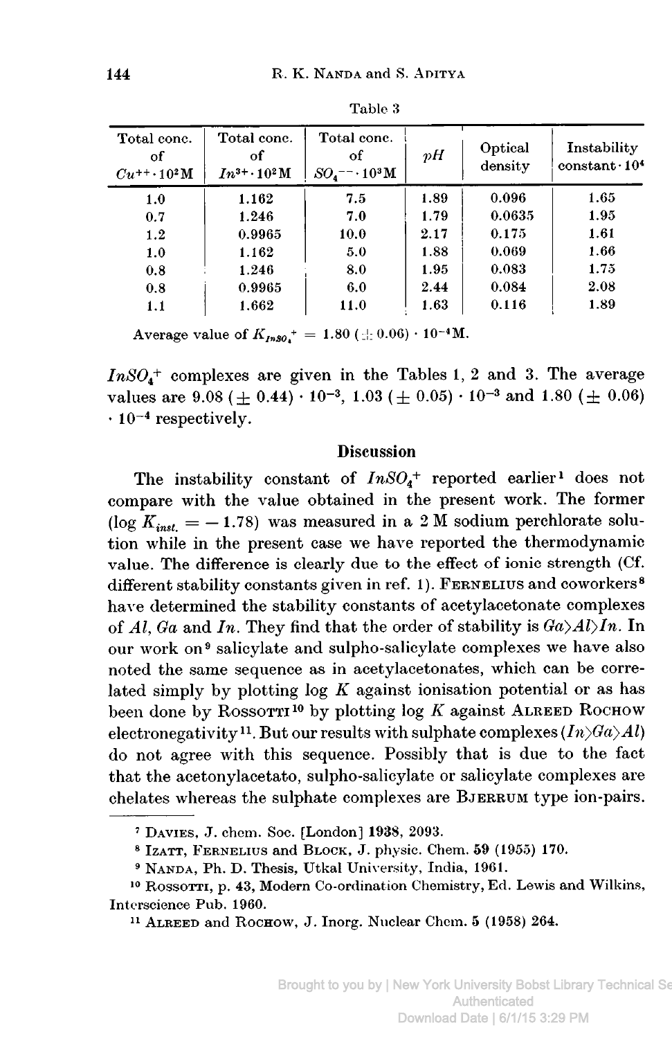Table 3

| Total conc. of $Cu^{++} \cdot 10^2$M | Total conc. of $In^{3+} \cdot 10^2$M | Total conc. of $SO_4^{--} \cdot 10^3$M | $pH$ | Optical density | Instability constant $\cdot 10^4$ |
|---|---|---|---|---|---|
| 1.0 | 1.162 | 7.5 | 1.89 | 0.096 | 1.65 |
| 0.7 | 1.246 | 7.0 | 1.79 | 0.0635 | 1.95 |
| 1.2 | 0.9965 | 10.0 | 2.17 | 0.175 | 1.61 |
| 1.0 | 1.162 | 5.0 | 1.88 | 0.069 | 1.66 |
| 0.8 | 1.246 | 8.0 | 1.95 | 0.083 | 1.75 |
| 0.8 | 0.9965 | 6.0 | 2.44 | 0.084 | 2.08 |
| 1.1 | 1.662 | 11.0 | 1.63 | 0.116 | 1.89 |

Average value of $K_{InSO_4^+} = 1.80\ (\pm 0.06) \cdot 10^{-4}$M.

$InSO_4^+$ complexes are given in the Tables 1, 2 and 3. The average values are $9.08\ (\pm 0.44) \cdot 10^{-3}$, $1.03\ (\pm 0.05) \cdot 10^{-3}$ and $1.80\ (\pm 0.06) \cdot 10^{-4}$ respectively.

## Discussion

The instability constant of $InSO_4^+$ reported earlier[1] does not compare with the value obtained in the present work. The former ($\log K_{inst.} = -1.78$) was measured in a 2 M sodium perchlorate solution while in the present case we have reported the thermodynamic value. The difference is clearly due to the effect of ionic strength (Cf. different stability constants given in ref. 1). FERNELIUS and coworkers[8] have determined the stability constants of acetylacetonate complexes of *Al*, *Ga* and *In*. They find that the order of stability is $Ga > Al > In$. In our work on[9] salicylate and sulpho-salicylate complexes we have also noted the same sequence as in acetylacetonates, which can be correlated simply by plotting log *K* against ionisation potential or as has been done by ROSSOTTI[10] by plotting log *K* against ALREED ROCHOW electronegativity[11]. But our results with sulphate complexes ($In > Ga > Al$) do not agree with this sequence. Possibly that is due to the fact that the acetonylacetato, sulpho-salicylate or salicylate complexes are chelates whereas the sulphate complexes are BJERRUM type ion-pairs.

---

[7] DAVIES, J. chem. Soc. [London] **1938**, 2093.

[8] IZATT, FERNELIUS and BLOCK, J. physic. Chem. **59** (1955) 170.

[9] NANDA, Ph. D. Thesis, Utkal University, India, 1961.

[10] ROSSOTTI, p. 43, Modern Co-ordination Chemistry, Ed. Lewis and Wilkins, Interscience Pub. 1960.

[11] ALREED and ROCHOW, J. Inorg. Nuclear Chem. **5** (1958) 264.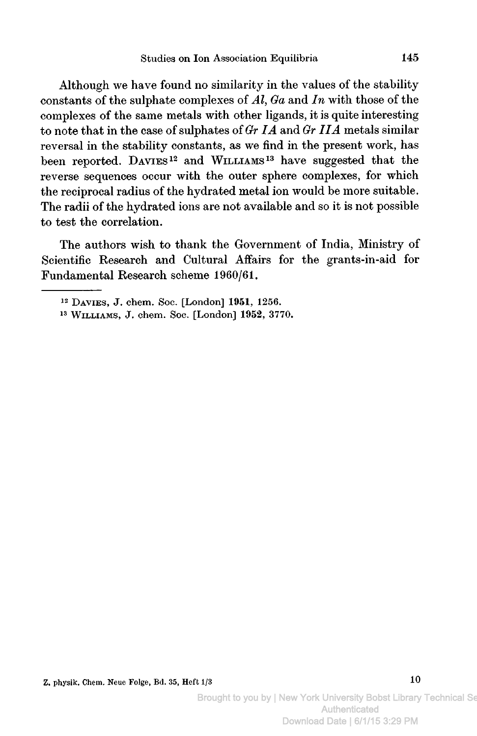Although we have found no similarity in the values of the stability constants of the sulphate complexes of *Al*, *Ga* and *In* with those of the complexes of the same metals with other ligands, it is quite interesting to note that in the case of sulphates of *Gr IA* and *Gr IIA* metals similar reversal in the stability constants, as we find in the present work, has been reported. Davies[12] and Williams[13] have suggested that the reverse sequences occur with the outer sphere complexes, for which the reciprocal radius of the hydrated metal ion would be more suitable. The radii of the hydrated ions are not available and so it is not possible to test the correlation.

The authors wish to thank the Government of India, Ministry of Scientific Research and Cultural Affairs for the grants-in-aid for Fundamental Research scheme 1960/61.

---

[12] Davies, J. chem. Soc. [London] **1951**, 1256.

[13] Williams, J. chem. Soc. [London] **1952**, 3770.